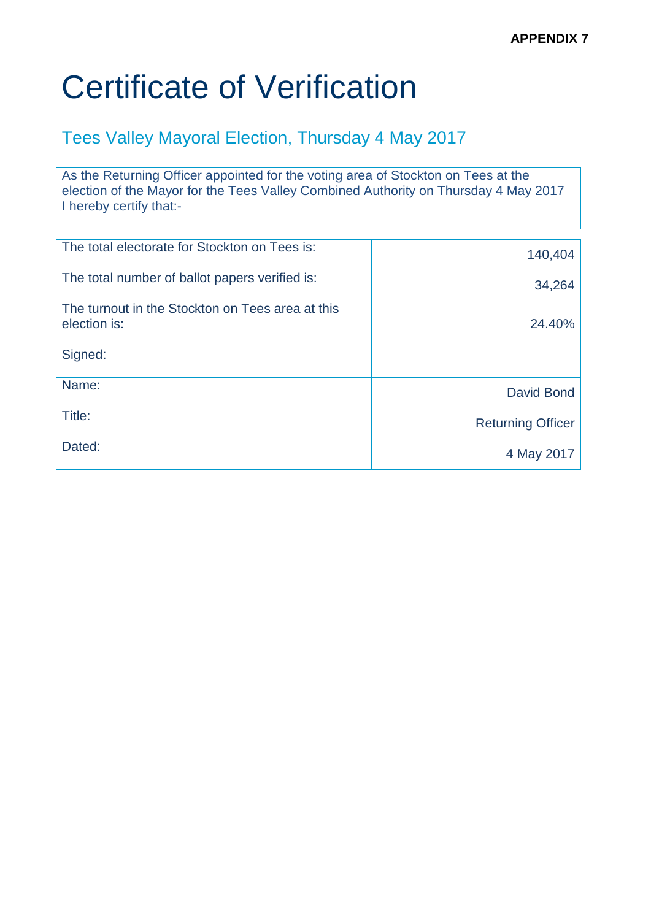**APPENDIX 7**

# Certificate of Verification

## Tees Valley Mayoral Election, Thursday 4 May 2017

As the Returning Officer appointed for the voting area of Stockton on Tees at the election of the Mayor for the Tees Valley Combined Authority on Thursday 4 May 2017 I hereby certify that:-

| | |
|---|---|
| The total electorate for Stockton on Tees is: | 140,404 |
| The total number of ballot papers verified is: | 34,264 |
| The turnout in the Stockton on Tees area at this election is: | 24.40% |
| Signed: | |
| Name: | David Bond |
| Title: | Returning Officer |
| Dated: | 4 May 2017 |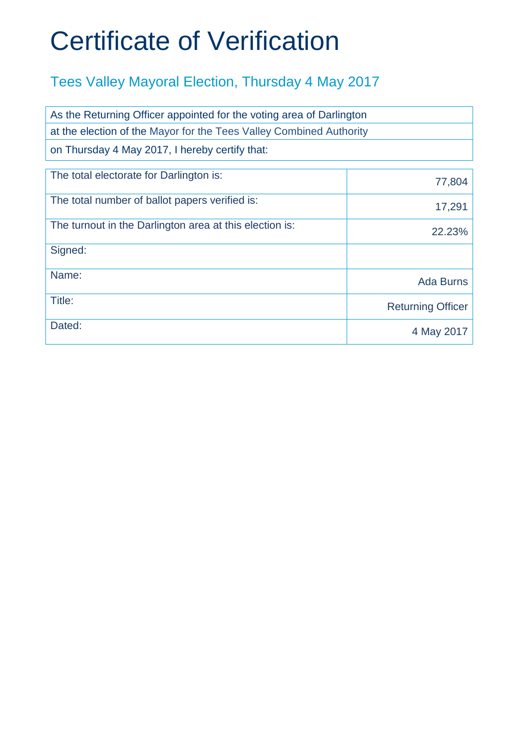# Certificate of Verification

## Tees Valley Mayoral Election, Thursday 4 May 2017

As the Returning Officer appointed for the voting area of Darlington
at the election of the Mayor for the Tees Valley Combined Authority
on Thursday 4 May 2017, I hereby certify that:

| | |
|---|---|
| The total electorate for Darlington is: | 77,804 |
| The total number of ballot papers verified is: | 17,291 |
| The turnout in the Darlington area at this election is: | 22.23% |
| Signed: | |
| Name: | Ada Burns |
| Title: | Returning Officer |
| Dated: | 4 May 2017 |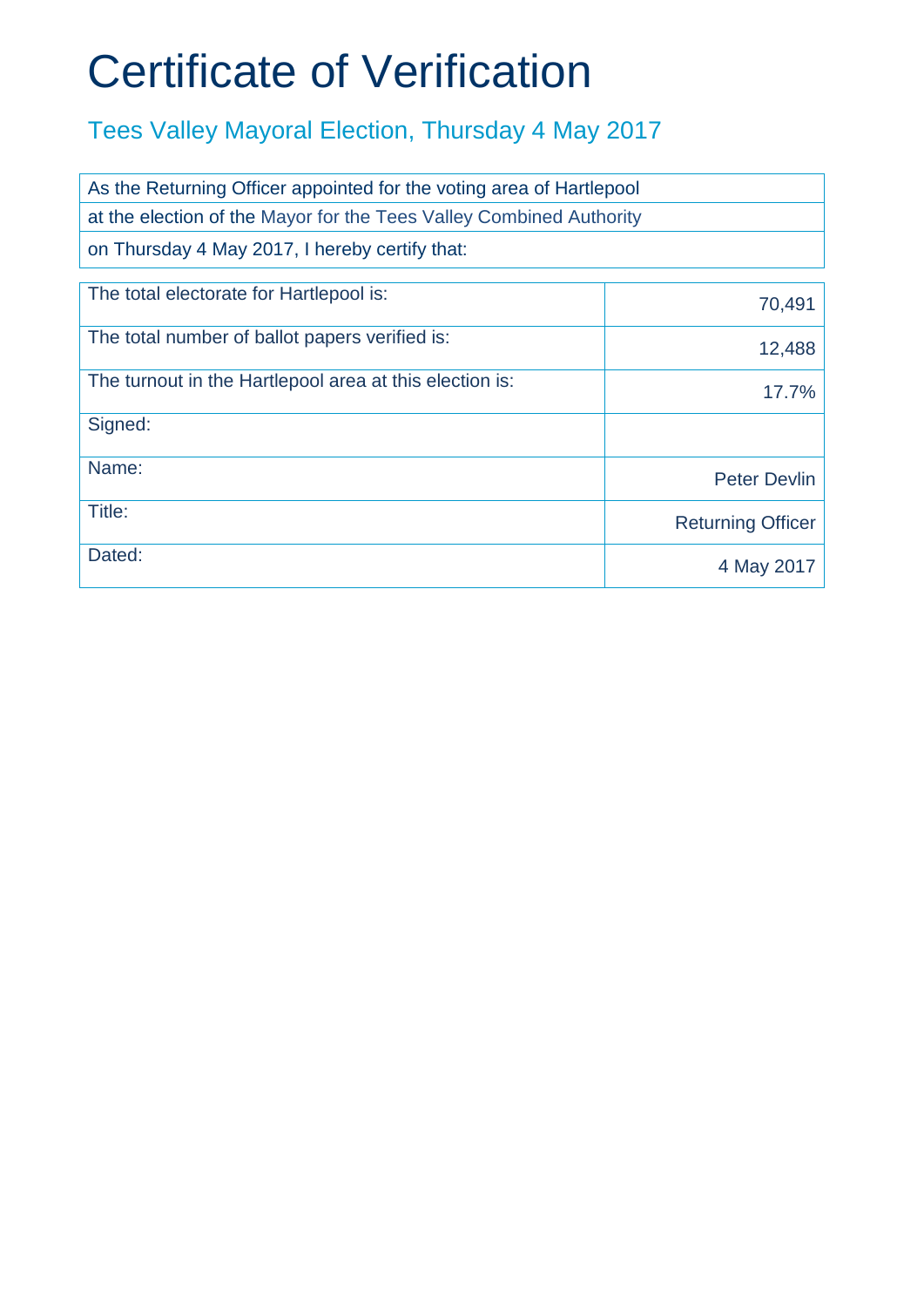# Certificate of Verification

## Tees Valley Mayoral Election, Thursday 4 May 2017

As the Returning Officer appointed for the voting area of Hartlepool
at the election of the Mayor for the Tees Valley Combined Authority
on Thursday 4 May 2017, I hereby certify that:

| | |
|---|---|
| The total electorate for Hartlepool is: | 70,491 |
| The total number of ballot papers verified is: | 12,488 |
| The turnout in the Hartlepool area at this election is: | 17.7% |
| Signed: | |
| Name: | Peter Devlin |
| Title: | Returning Officer |
| Dated: | 4 May 2017 |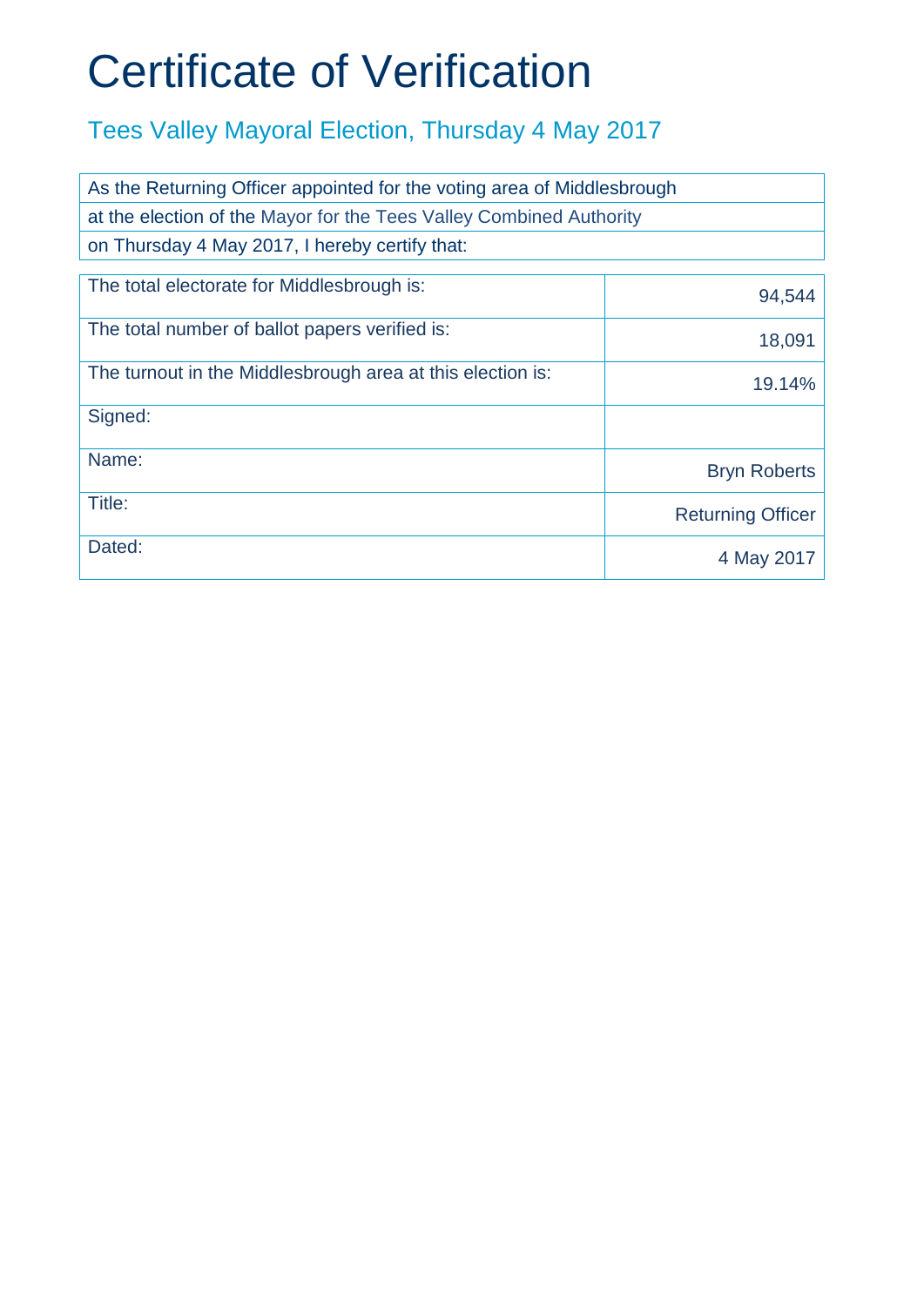# Certificate of Verification

## Tees Valley Mayoral Election, Thursday 4 May 2017

|  |
|---|
| As the Returning Officer appointed for the voting area of Middlesbrough |
| at the election of the Mayor for the Tees Valley Combined Authority |
| on Thursday 4 May 2017, I hereby certify that: |

|  |  |
|---|---|
| The total electorate for Middlesbrough is: | 94,544 |
| The total number of ballot papers verified is: | 18,091 |
| The turnout in the Middlesbrough area at this election is: | 19.14% |
| Signed: | |
| Name: | Bryn Roberts |
| Title: | Returning Officer |
| Dated: | 4 May 2017 |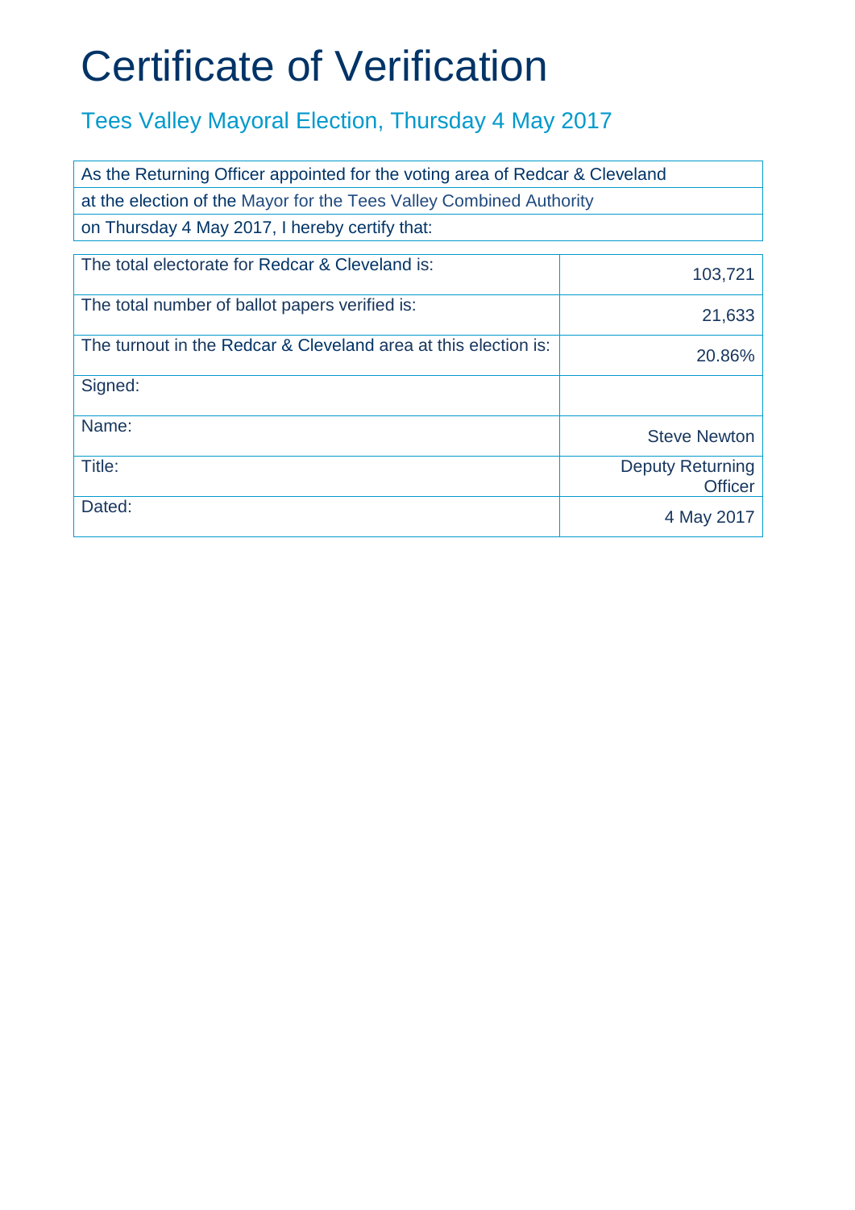# Certificate of Verification

## Tees Valley Mayoral Election, Thursday 4 May 2017

| As the Returning Officer appointed for the voting area of Redcar & Cleveland |
|---|
| at the election of the Mayor for the Tees Valley Combined Authority |
| on Thursday 4 May 2017, I hereby certify that: |

| | |
|---|---|
| The total electorate for Redcar & Cleveland is: | 103,721 |
| The total number of ballot papers verified is: | 21,633 |
| The turnout in the Redcar & Cleveland area at this election is: | 20.86% |
| Signed: | |
| Name: | Steve Newton |
| Title: | Deputy Returning Officer |
| Dated: | 4 May 2017 |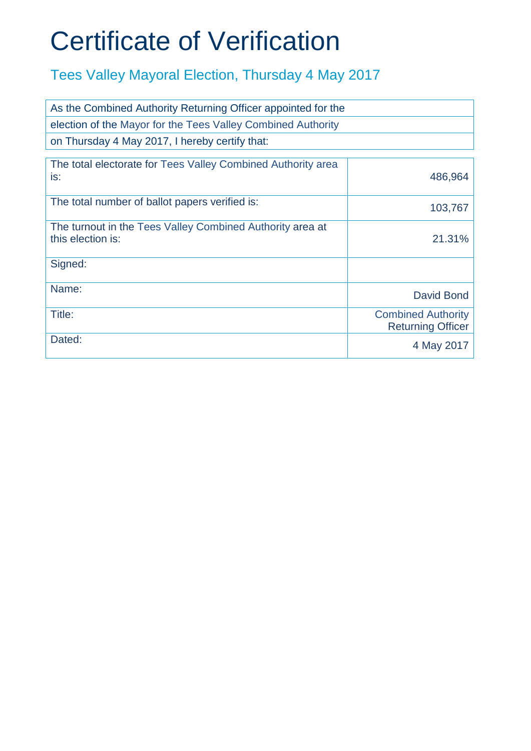# Certificate of Verification

## Tees Valley Mayoral Election, Thursday 4 May 2017

| As the Combined Authority Returning Officer appointed for the |
|---|
| election of the Mayor for the Tees Valley Combined Authority |
| on Thursday 4 May 2017, I hereby certify that: |

| | |
|---|---|
| The total electorate for Tees Valley Combined Authority area is: | 486,964 |
| The total number of ballot papers verified is: | 103,767 |
| The turnout in the Tees Valley Combined Authority area at this election is: | 21.31% |
| Signed: | |
| Name: | David Bond |
| Title: | Combined Authority Returning Officer |
| Dated: | 4 May 2017 |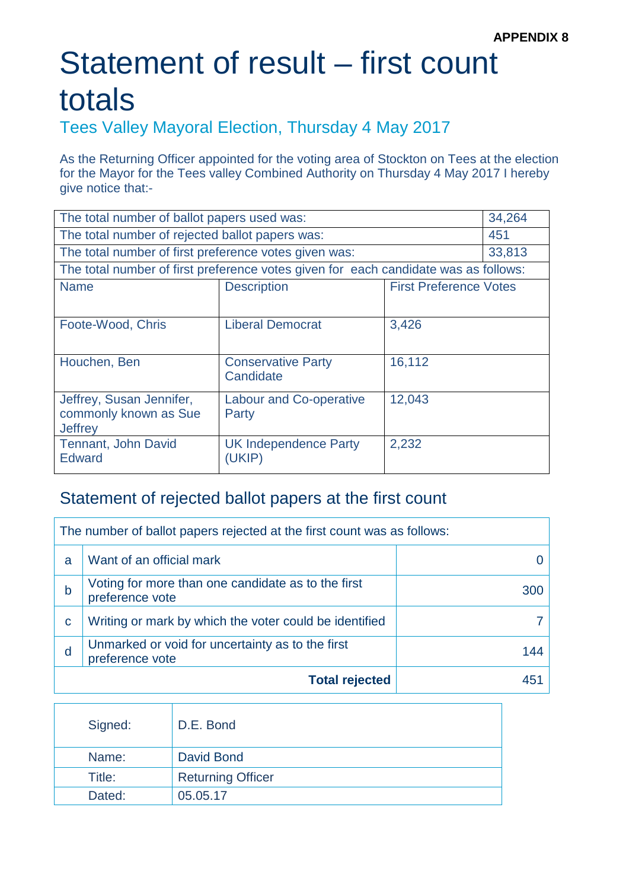**APPENDIX 8**

# Statement of result – first count totals

## Tees Valley Mayoral Election, Thursday 4 May 2017

As the Returning Officer appointed for the voting area of Stockton on Tees at the election for the Mayor for the Tees valley Combined Authority on Thursday 4 May 2017 I hereby give notice that:-

| The total number of ballot papers used was: | | 34,264 |
|---|---|---|
| The total number of rejected ballot papers was: | | 451 |
| The total number of first preference votes given was: | | 33,813 |
| The total number of first preference votes given for each candidate was as follows: | | |
| **Name** | **Description** | **First Preference Votes** |
| Foote-Wood, Chris | Liberal Democrat | 3,426 |
| Houchen, Ben | Conservative Party Candidate | 16,112 |
| Jeffrey, Susan Jennifer, commonly known as Sue Jeffrey | Labour and Co-operative Party | 12,043 |
| Tennant, John David Edward | UK Independence Party (UKIP) | 2,232 |

## Statement of rejected ballot papers at the first count

| The number of ballot papers rejected at the first count was as follows: | | |
|---|---|---|
| a | Want of an official mark | 0 |
| b | Voting for more than one candidate as to the first preference vote | 300 |
| c | Writing or mark by which the voter could be identified | 7 |
| d | Unmarked or void for uncertainty as to the first preference vote | 144 |
| | **Total rejected** | 451 |

| Signed: | D.E. Bond |
|---|---|
| Name: | David Bond |
| Title: | Returning Officer |
| Dated: | 05.05.17 |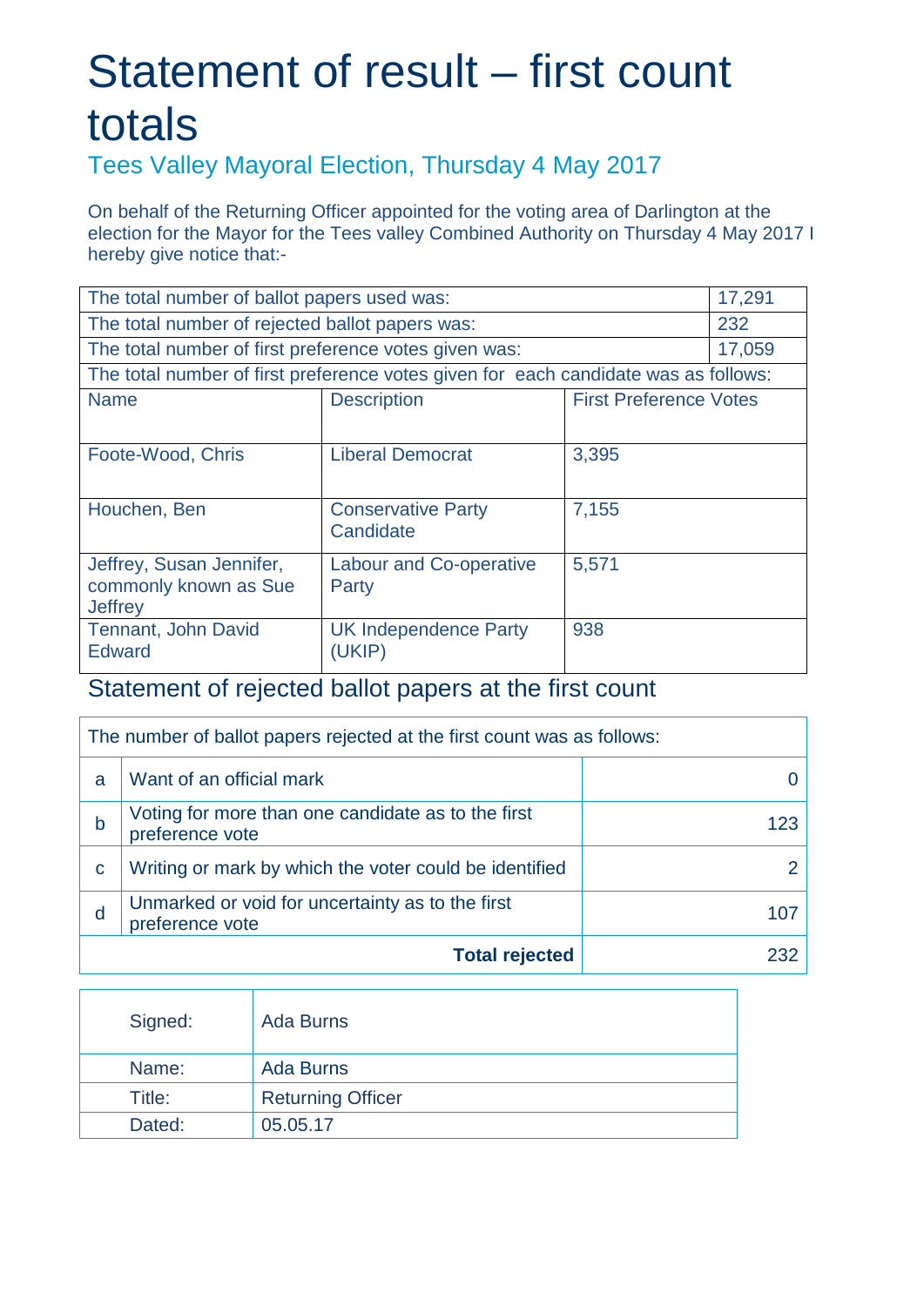# Statement of result – first count totals

## Tees Valley Mayoral Election, Thursday 4 May 2017

On behalf of the Returning Officer appointed for the voting area of Darlington at the election for the Mayor for the Tees valley Combined Authority on Thursday 4 May 2017 I hereby give notice that:-

| The total number of ballot papers used was: | | | 17,291 |
|---|---|---|---|
| The total number of rejected ballot papers was: | | | 232 |
| The total number of first preference votes given was: | | | 17,059 |
| The total number of first preference votes given for each candidate was as follows: | | | |
| Name | Description | First Preference Votes | |
| Foote-Wood, Chris | Liberal Democrat | 3,395 | |
| Houchen, Ben | Conservative Party Candidate | 7,155 | |
| Jeffrey, Susan Jennifer, commonly known as Sue Jeffrey | Labour and Co-operative Party | 5,571 | |
| Tennant, John David Edward | UK Independence Party (UKIP) | 938 | |

## Statement of rejected ballot papers at the first count

| The number of ballot papers rejected at the first count was as follows: | | |
|---|---|---|
| a | Want of an official mark | 0 |
| b | Voting for more than one candidate as to the first preference vote | 123 |
| c | Writing or mark by which the voter could be identified | 2 |
| d | Unmarked or void for uncertainty as to the first preference vote | 107 |
| | **Total rejected** | 232 |

| | |
|---|---|
| Signed: | Ada Burns |
| Name: | Ada Burns |
| Title: | Returning Officer |
| Dated: | 05.05.17 |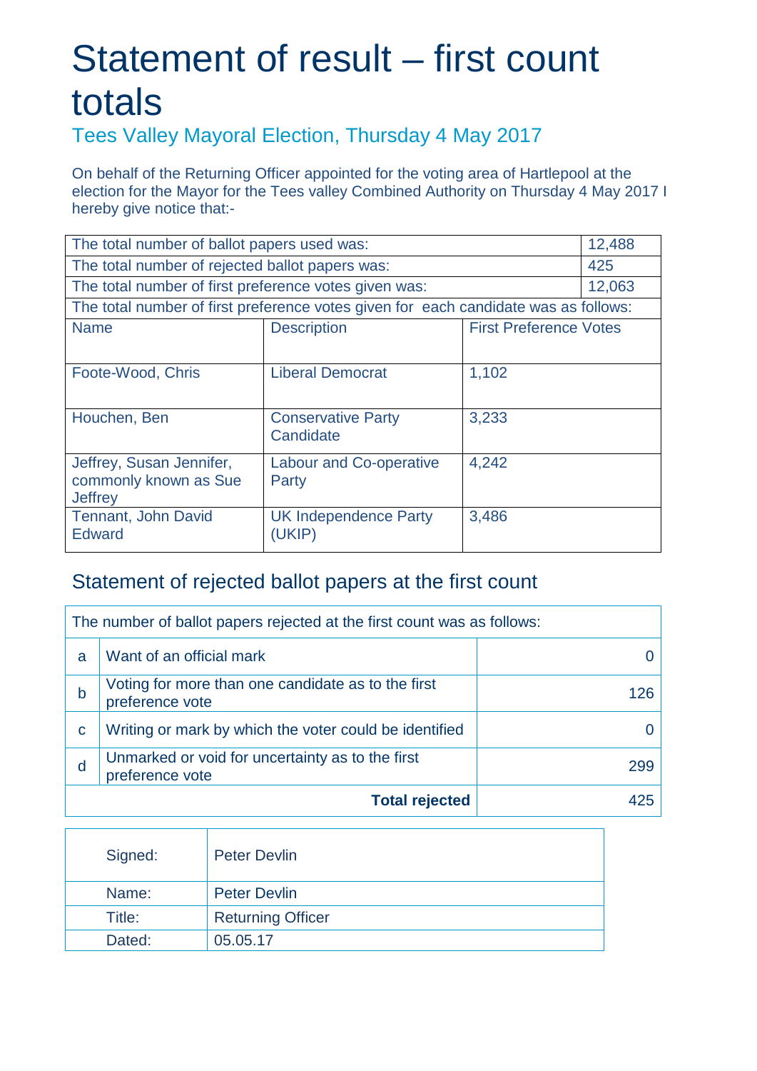# Statement of result – first count totals

## Tees Valley Mayoral Election, Thursday 4 May 2017

On behalf of the Returning Officer appointed for the voting area of Hartlepool at the election for the Mayor for the Tees valley Combined Authority on Thursday 4 May 2017 I hereby give notice that:-

| | | | |
|---|---|---|---|
| The total number of ballot papers used was: | | | 12,488 |
| The total number of rejected ballot papers was: | | | 425 |
| The total number of first preference votes given was: | | | 12,063 |
| The total number of first preference votes given for each candidate was as follows: | | | |
| **Name** | **Description** | **First Preference Votes** | |
| Foote-Wood, Chris | Liberal Democrat | 1,102 | |
| Houchen, Ben | Conservative Party Candidate | 3,233 | |
| Jeffrey, Susan Jennifer, commonly known as Sue Jeffrey | Labour and Co-operative Party | 4,242 | |
| Tennant, John David Edward | UK Independence Party (UKIP) | 3,486 | |

## Statement of rejected ballot papers at the first count

| The number of ballot papers rejected at the first count was as follows: | | |
|---|---|---|
| a | Want of an official mark | 0 |
| b | Voting for more than one candidate as to the first preference vote | 126 |
| c | Writing or mark by which the voter could be identified | 0 |
| d | Unmarked or void for uncertainty as to the first preference vote | 299 |
| | **Total rejected** | 425 |

| | |
|---|---|
| Signed: | Peter Devlin |
| Name: | Peter Devlin |
| Title: | Returning Officer |
| Dated: | 05.05.17 |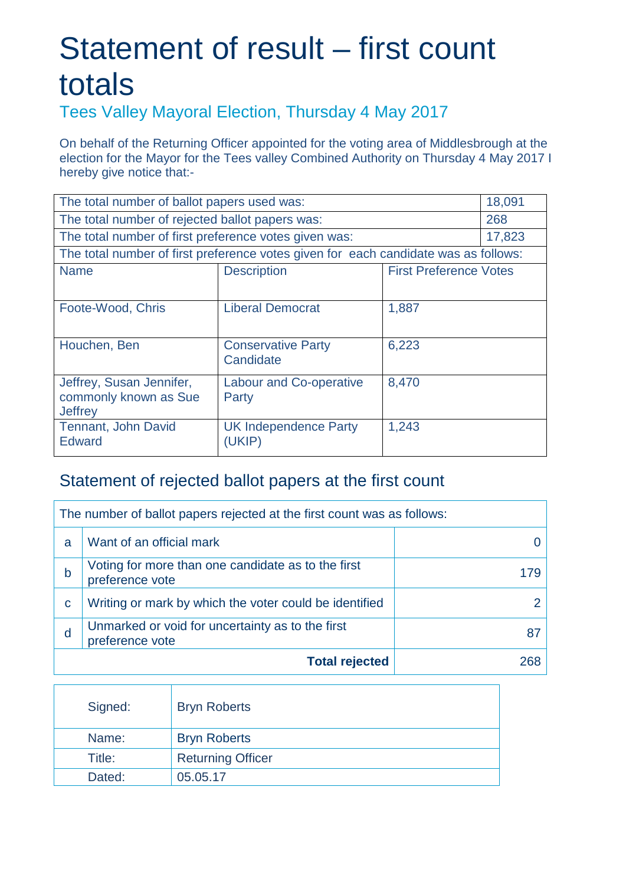# Statement of result – first count totals

## Tees Valley Mayoral Election, Thursday 4 May 2017

On behalf of the Returning Officer appointed for the voting area of Middlesbrough at the election for the Mayor for the Tees valley Combined Authority on Thursday 4 May 2017 I hereby give notice that:-

| | | | |
|---|---|---|---|
| The total number of ballot papers used was: | | | 18,091 |
| The total number of rejected ballot papers was: | | | 268 |
| The total number of first preference votes given was: | | | 17,823 |
| The total number of first preference votes given for each candidate was as follows: | | | |
| **Name** | **Description** | **First Preference Votes** | |
| Foote-Wood, Chris | Liberal Democrat | 1,887 | |
| Houchen, Ben | Conservative Party Candidate | 6,223 | |
| Jeffrey, Susan Jennifer, commonly known as Sue Jeffrey | Labour and Co-operative Party | 8,470 | |
| Tennant, John David Edward | UK Independence Party (UKIP) | 1,243 | |

## Statement of rejected ballot papers at the first count

| The number of ballot papers rejected at the first count was as follows: | | |
|---|---|---|
| a | Want of an official mark | 0 |
| b | Voting for more than one candidate as to the first preference vote | 179 |
| c | Writing or mark by which the voter could be identified | 2 |
| d | Unmarked or void for uncertainty as to the first preference vote | 87 |
| | **Total rejected** | 268 |

| | |
|---|---|
| Signed: | Bryn Roberts |
| Name: | Bryn Roberts |
| Title: | Returning Officer |
| Dated: | 05.05.17 |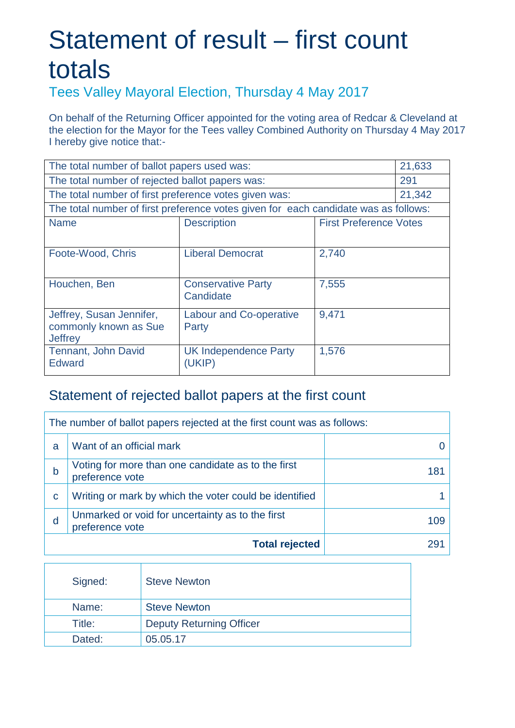# Statement of result – first count totals

## Tees Valley Mayoral Election, Thursday 4 May 2017

On behalf of the Returning Officer appointed for the voting area of Redcar & Cleveland at the election for the Mayor for the Tees valley Combined Authority on Thursday 4 May 2017 I hereby give notice that:-

| | |
|---|---|
| The total number of ballot papers used was: | 21,633 |
| The total number of rejected ballot papers was: | 291 |
| The total number of first preference votes given was: | 21,342 |

The total number of first preference votes given for each candidate was as follows:

| Name | Description | First Preference Votes |
|---|---|---|
| Foote-Wood, Chris | Liberal Democrat | 2,740 |
| Houchen, Ben | Conservative Party Candidate | 7,555 |
| Jeffrey, Susan Jennifer, commonly known as Sue Jeffrey | Labour and Co-operative Party | 9,471 |
| Tennant, John David Edward | UK Independence Party (UKIP) | 1,576 |

## Statement of rejected ballot papers at the first count

The number of ballot papers rejected at the first count was as follows:

| | | |
|---|---|---|
| a | Want of an official mark | 0 |
| b | Voting for more than one candidate as to the first preference vote | 181 |
| c | Writing or mark by which the voter could be identified | 1 |
| d | Unmarked or void for uncertainty as to the first preference vote | 109 |
| | **Total rejected** | 291 |

| | |
|---|---|
| Signed: | Steve Newton |
| Name: | Steve Newton |
| Title: | Deputy Returning Officer |
| Dated: | 05.05.17 |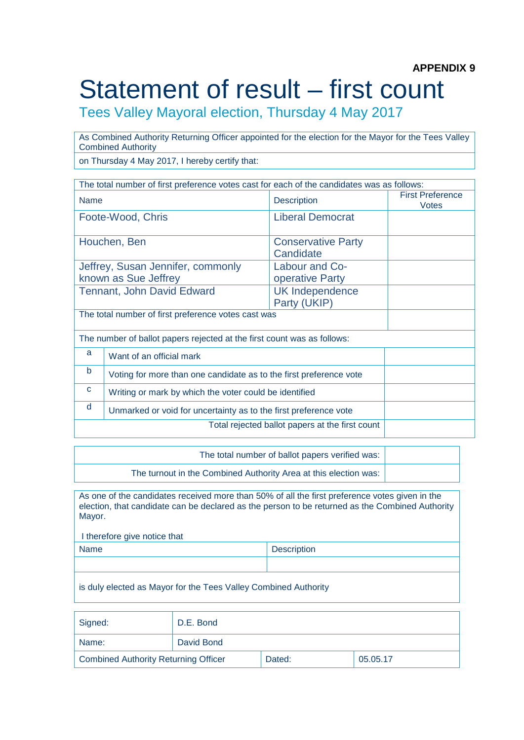**APPENDIX 9**

# Statement of result – first count

## Tees Valley Mayoral election, Thursday 4 May 2017

As Combined Authority Returning Officer appointed for the election for the Mayor for the Tees Valley Combined Authority

on Thursday 4 May 2017, I hereby certify that:

The total number of first preference votes cast for each of the candidates was as follows:

| Name | Description | First Preference Votes |
|---|---|---|
| Foote-Wood, Chris | Liberal Democrat | |
| Houchen, Ben | Conservative Party Candidate | |
| Jeffrey, Susan Jennifer, commonly known as Sue Jeffrey | Labour and Co-operative Party | |
| Tennant, John David Edward | UK Independence Party (UKIP) | |
| The total number of first preference votes cast was | | |

The number of ballot papers rejected at the first count was as follows:

| | | |
|---|---|---|
| a | Want of an official mark | |
| b | Voting for more than one candidate as to the first preference vote | |
| c | Writing or mark by which the voter could be identified | |
| d | Unmarked or void for uncertainty as to the first preference vote | |
| | Total rejected ballot papers at the first count | |

| | |
|---|---|
| The total number of ballot papers verified was: | |
| The turnout in the Combined Authority Area at this election was: | |

As one of the candidates received more than 50% of all the first preference votes given in the election, that candidate can be declared as the person to be returned as the Combined Authority Mayor.

I therefore give notice that

| Name | Description |
|---|---|
| | |

is duly elected as Mayor for the Tees Valley Combined Authority

| | | | |
|---|---|---|---|
| Signed: | D.E. Bond | | |
| Name: | David Bond | | |
| Combined Authority Returning Officer | | Dated: | 05.05.17 |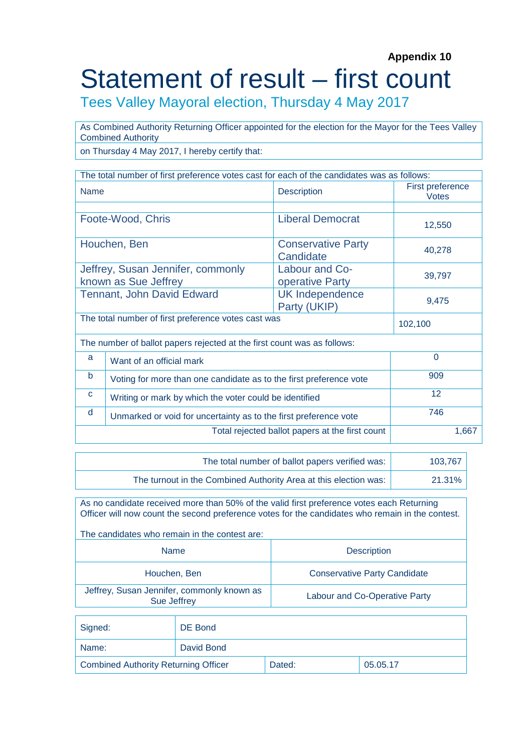**Appendix 10**

# Statement of result – first count

## Tees Valley Mayoral election, Thursday 4 May 2017

As Combined Authority Returning Officer appointed for the election for the Mayor for the Tees Valley Combined Authority

on Thursday 4 May 2017, I hereby certify that:

The total number of first preference votes cast for each of the candidates was as follows:

| Name | Description | First preference Votes |
|---|---|---|
| Foote-Wood, Chris | Liberal Democrat | 12,550 |
| Houchen, Ben | Conservative Party Candidate | 40,278 |
| Jeffrey, Susan Jennifer, commonly known as Sue Jeffrey | Labour and Co-operative Party | 39,797 |
| Tennant, John David Edward | UK Independence Party (UKIP) | 9,475 |
| The total number of first preference votes cast was | | 102,100 |

The number of ballot papers rejected at the first count was as follows:

| | | |
|---|---|---|
| a | Want of an official mark | 0 |
| b | Voting for more than one candidate as to the first preference vote | 909 |
| c | Writing or mark by which the voter could be identified | 12 |
| d | Unmarked or void for uncertainty as to the first preference vote | 746 |
| | Total rejected ballot papers at the first count | 1,667 |

| | |
|---|---|
| The total number of ballot papers verified was: | 103,767 |
| The turnout in the Combined Authority Area at this election was: | 21.31% |

As no candidate received more than 50% of the valid first preference votes each Returning Officer will now count the second preference votes for the candidates who remain in the contest.

The candidates who remain in the contest are:

| Name | Description |
|---|---|
| Houchen, Ben | Conservative Party Candidate |
| Jeffrey, Susan Jennifer, commonly known as Sue Jeffrey | Labour and Co-Operative Party |

| | | | |
|---|---|---|---|
| Signed: | DE Bond | | |
| Name: | David Bond | | |
| Combined Authority Returning Officer | | Dated: | 05.05.17 |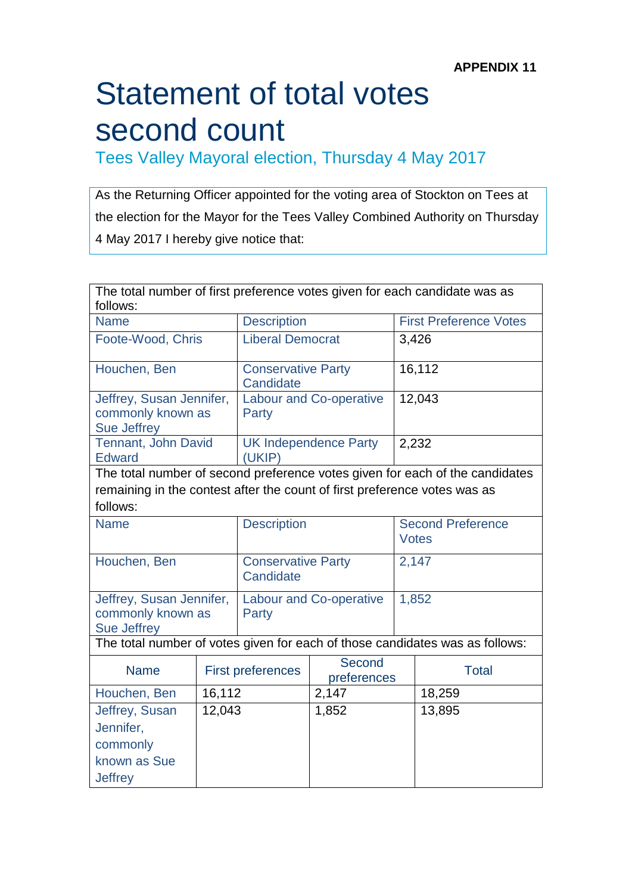**APPENDIX 11**

# Statement of total votes second count

## Tees Valley Mayoral election, Thursday 4 May 2017

As the Returning Officer appointed for the voting area of Stockton on Tees at the election for the Mayor for the Tees Valley Combined Authority on Thursday 4 May 2017 I hereby give notice that:

The total number of first preference votes given for each candidate was as follows:

| Name | Description | First Preference Votes |
|---|---|---|
| Foote-Wood, Chris | Liberal Democrat | 3,426 |
| Houchen, Ben | Conservative Party Candidate | 16,112 |
| Jeffrey, Susan Jennifer, commonly known as Sue Jeffrey | Labour and Co-operative Party | 12,043 |
| Tennant, John David Edward | UK Independence Party (UKIP) | 2,232 |

The total number of second preference votes given for each of the candidates remaining in the contest after the count of first preference votes was as follows:

| Name | Description | Second Preference Votes |
|---|---|---|
| Houchen, Ben | Conservative Party Candidate | 2,147 |
| Jeffrey, Susan Jennifer, commonly known as Sue Jeffrey | Labour and Co-operative Party | 1,852 |

The total number of votes given for each of those candidates was as follows:

| Name | First preferences | Second preferences | Total |
|---|---|---|---|
| Houchen, Ben | 16,112 | 2,147 | 18,259 |
| Jeffrey, Susan Jennifer, commonly known as Sue Jeffrey | 12,043 | 1,852 | 13,895 |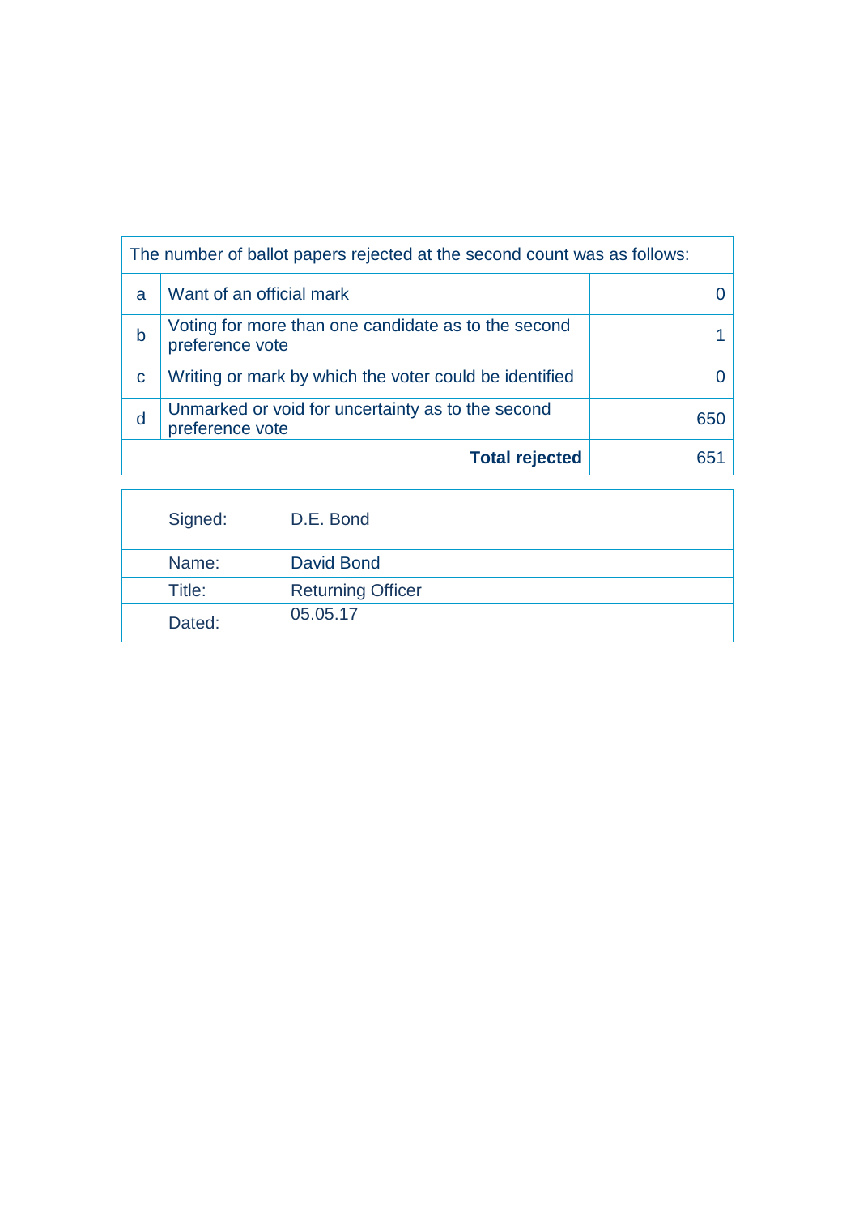| The number of ballot papers rejected at the second count was as follows: | | |
|---|---|---|
| a | Want of an official mark | 0 |
| b | Voting for more than one candidate as to the second preference vote | 1 |
| c | Writing or mark by which the voter could be identified | 0 |
| d | Unmarked or void for uncertainty as to the second preference vote | 650 |
| | **Total rejected** | 651 |

| | |
|---|---|
| Signed: | D.E. Bond |
| Name: | David Bond |
| Title: | Returning Officer |
| Dated: | 05.05.17 |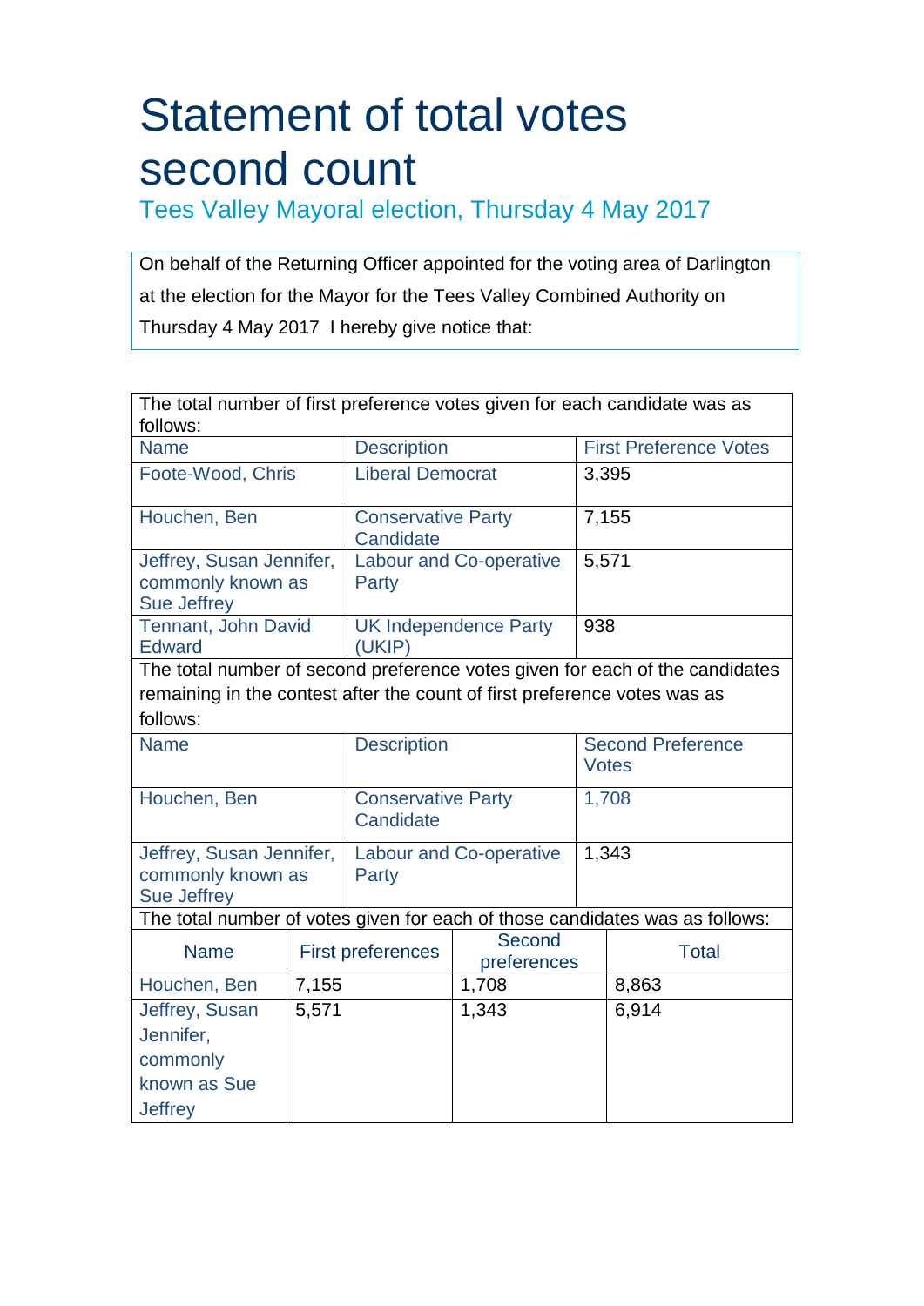# Statement of total votes second count

## Tees Valley Mayoral election, Thursday 4 May 2017

On behalf of the Returning Officer appointed for the voting area of Darlington at the election for the Mayor for the Tees Valley Combined Authority on Thursday 4 May 2017 I hereby give notice that:

The total number of first preference votes given for each candidate was as follows:

| Name | Description | First Preference Votes |
|---|---|---|
| Foote-Wood, Chris | Liberal Democrat | 3,395 |
| Houchen, Ben | Conservative Party Candidate | 7,155 |
| Jeffrey, Susan Jennifer, commonly known as Sue Jeffrey | Labour and Co-operative Party | 5,571 |
| Tennant, John David Edward | UK Independence Party (UKIP) | 938 |

The total number of second preference votes given for each of the candidates remaining in the contest after the count of first preference votes was as follows:

| Name | Description | Second Preference Votes |
|---|---|---|
| Houchen, Ben | Conservative Party Candidate | 1,708 |
| Jeffrey, Susan Jennifer, commonly known as Sue Jeffrey | Labour and Co-operative Party | 1,343 |

The total number of votes given for each of those candidates was as follows:

| Name | First preferences | Second preferences | Total |
|---|---|---|---|
| Houchen, Ben | 7,155 | 1,708 | 8,863 |
| Jeffrey, Susan Jennifer, commonly known as Sue Jeffrey | 5,571 | 1,343 | 6,914 |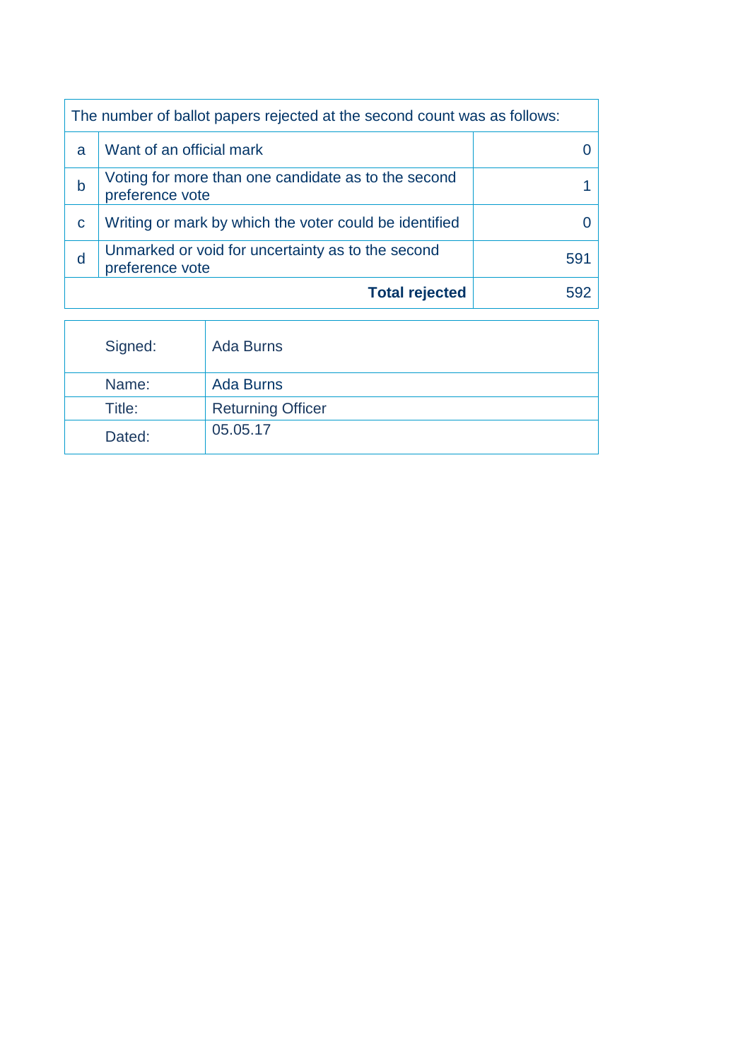| The number of ballot papers rejected at the second count was as follows: | | |
|---|---|---|
| a | Want of an official mark | 0 |
| b | Voting for more than one candidate as to the second preference vote | 1 |
| c | Writing or mark by which the voter could be identified | 0 |
| d | Unmarked or void for uncertainty as to the second preference vote | 591 |
| | **Total rejected** | 592 |

| | |
|---|---|
| Signed: | Ada Burns |
| Name: | Ada Burns |
| Title: | Returning Officer |
| Dated: | 05.05.17 |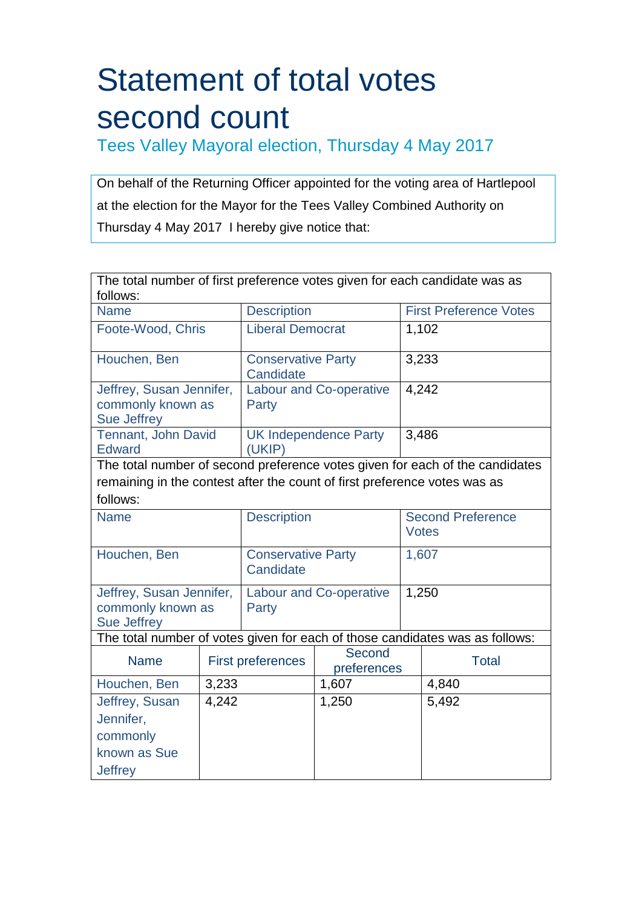# Statement of total votes second count

## Tees Valley Mayoral election, Thursday 4 May 2017

On behalf of the Returning Officer appointed for the voting area of Hartlepool at the election for the Mayor for the Tees Valley Combined Authority on Thursday 4 May 2017 I hereby give notice that:

The total number of first preference votes given for each candidate was as follows:

| Name | Description | First Preference Votes |
|---|---|---|
| Foote-Wood, Chris | Liberal Democrat | 1,102 |
| Houchen, Ben | Conservative Party Candidate | 3,233 |
| Jeffrey, Susan Jennifer, commonly known as Sue Jeffrey | Labour and Co-operative Party | 4,242 |
| Tennant, John David Edward | UK Independence Party (UKIP) | 3,486 |

The total number of second preference votes given for each of the candidates remaining in the contest after the count of first preference votes was as follows:

| Name | Description | Second Preference Votes |
|---|---|---|
| Houchen, Ben | Conservative Party Candidate | 1,607 |
| Jeffrey, Susan Jennifer, commonly known as Sue Jeffrey | Labour and Co-operative Party | 1,250 |

The total number of votes given for each of those candidates was as follows:

| Name | First preferences | Second preferences | Total |
|---|---|---|---|
| Houchen, Ben | 3,233 | 1,607 | 4,840 |
| Jeffrey, Susan Jennifer, commonly known as Sue Jeffrey | 4,242 | 1,250 | 5,492 |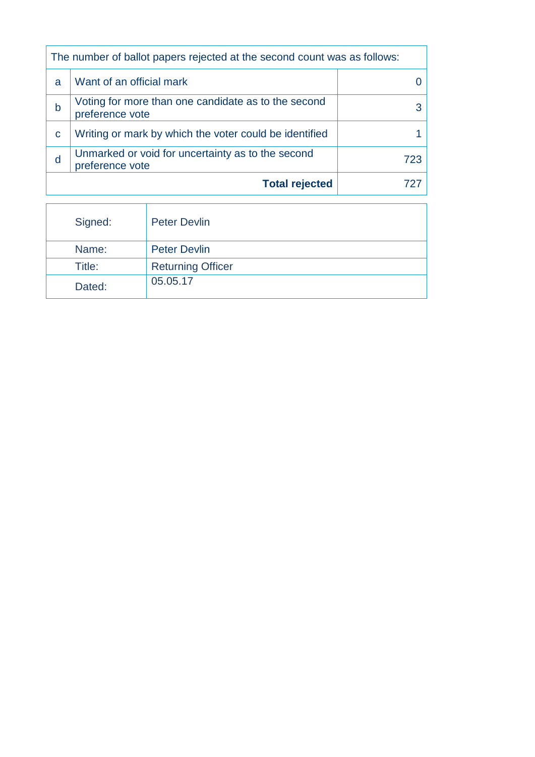| The number of ballot papers rejected at the second count was as follows: | | |
|---|---|---|
| a | Want of an official mark | 0 |
| b | Voting for more than one candidate as to the second preference vote | 3 |
| c | Writing or mark by which the voter could be identified | 1 |
| d | Unmarked or void for uncertainty as to the second preference vote | 723 |
| | **Total rejected** | 727 |

| | |
|---|---|
| Signed: | Peter Devlin |
| Name: | Peter Devlin |
| Title: | Returning Officer |
| Dated: | 05.05.17 |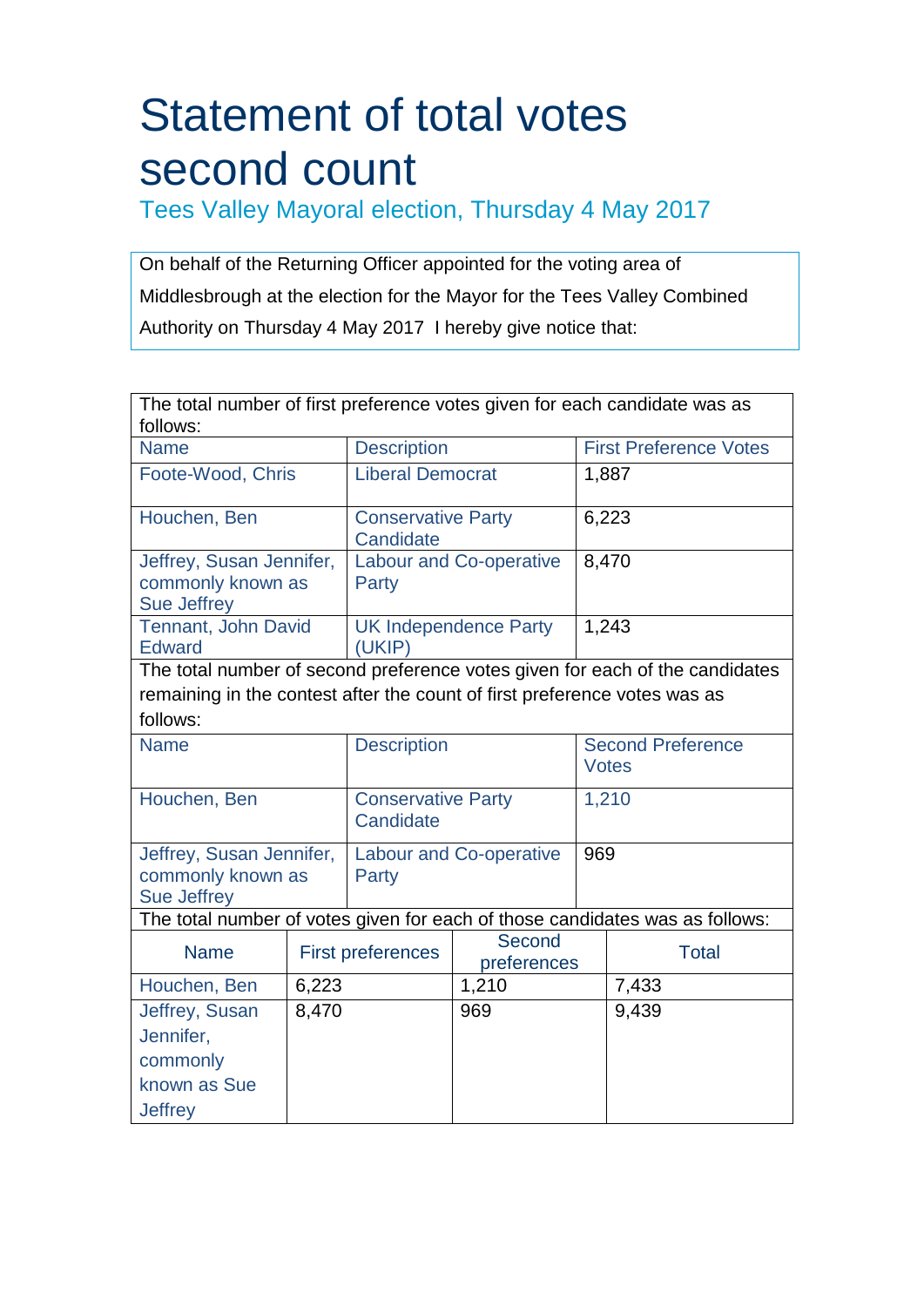# Statement of total votes second count

## Tees Valley Mayoral election, Thursday 4 May 2017

On behalf of the Returning Officer appointed for the voting area of Middlesbrough at the election for the Mayor for the Tees Valley Combined Authority on Thursday 4 May 2017 I hereby give notice that:

The total number of first preference votes given for each candidate was as follows:

| Name | Description | First Preference Votes |
|---|---|---|
| Foote-Wood, Chris | Liberal Democrat | 1,887 |
| Houchen, Ben | Conservative Party Candidate | 6,223 |
| Jeffrey, Susan Jennifer, commonly known as Sue Jeffrey | Labour and Co-operative Party | 8,470 |
| Tennant, John David Edward | UK Independence Party (UKIP) | 1,243 |

The total number of second preference votes given for each of the candidates remaining in the contest after the count of first preference votes was as follows:

| Name | Description | Second Preference Votes |
|---|---|---|
| Houchen, Ben | Conservative Party Candidate | 1,210 |
| Jeffrey, Susan Jennifer, commonly known as Sue Jeffrey | Labour and Co-operative Party | 969 |

The total number of votes given for each of those candidates was as follows:

| Name | First preferences | Second preferences | Total |
|---|---|---|---|
| Houchen, Ben | 6,223 | 1,210 | 7,433 |
| Jeffrey, Susan Jennifer, commonly known as Sue Jeffrey | 8,470 | 969 | 9,439 |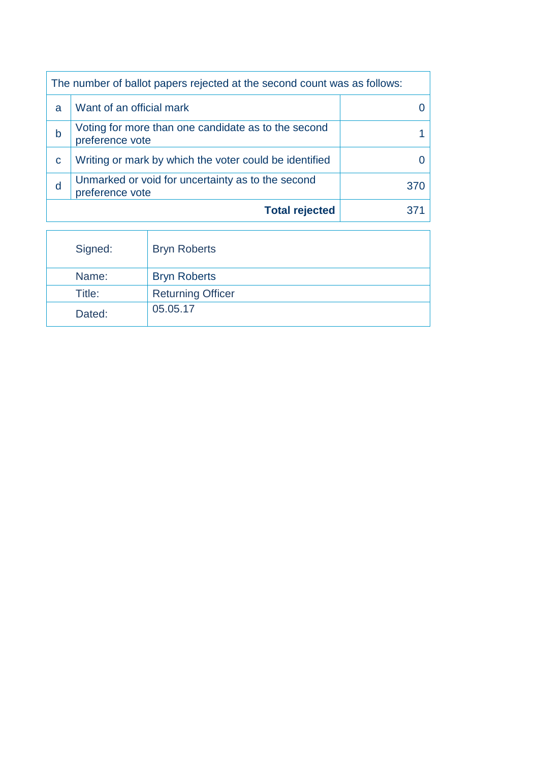| The number of ballot papers rejected at the second count was as follows: | | |
|---|---|---|
| a | Want of an official mark | 0 |
| b | Voting for more than one candidate as to the second preference vote | 1 |
| c | Writing or mark by which the voter could be identified | 0 |
| d | Unmarked or void for uncertainty as to the second preference vote | 370 |
| | **Total rejected** | 371 |

| | |
|---|---|
| Signed: | Bryn Roberts |
| Name: | Bryn Roberts |
| Title: | Returning Officer |
| Dated: | 05.05.17 |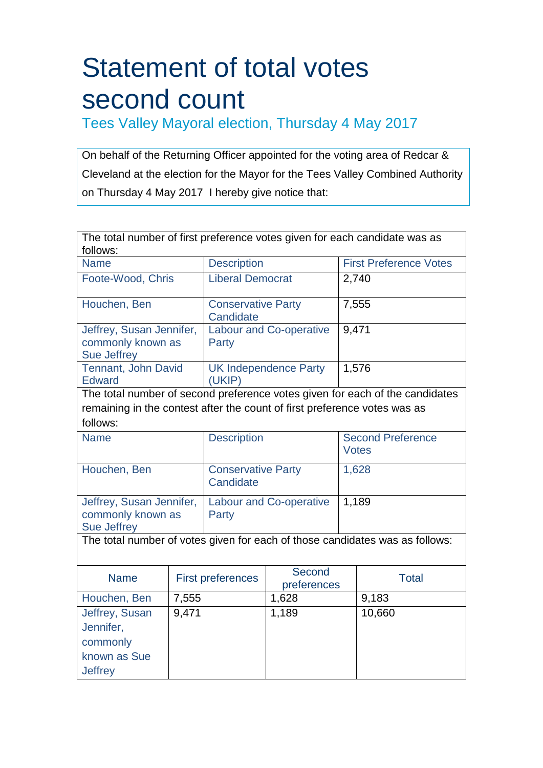# Statement of total votes second count

## Tees Valley Mayoral election, Thursday 4 May 2017

On behalf of the Returning Officer appointed for the voting area of Redcar & Cleveland at the election for the Mayor for the Tees Valley Combined Authority on Thursday 4 May 2017 I hereby give notice that:

The total number of first preference votes given for each candidate was as follows:

| Name | Description | First Preference Votes |
|---|---|---|
| Foote-Wood, Chris | Liberal Democrat | 2,740 |
| Houchen, Ben | Conservative Party Candidate | 7,555 |
| Jeffrey, Susan Jennifer, commonly known as Sue Jeffrey | Labour and Co-operative Party | 9,471 |
| Tennant, John David Edward | UK Independence Party (UKIP) | 1,576 |

The total number of second preference votes given for each of the candidates remaining in the contest after the count of first preference votes was as follows:

| Name | Description | Second Preference Votes |
|---|---|---|
| Houchen, Ben | Conservative Party Candidate | 1,628 |
| Jeffrey, Susan Jennifer, commonly known as Sue Jeffrey | Labour and Co-operative Party | 1,189 |

The total number of votes given for each of those candidates was as follows:

| Name | First preferences | Second preferences | Total |
|---|---|---|---|
| Houchen, Ben | 7,555 | 1,628 | 9,183 |
| Jeffrey, Susan Jennifer, commonly known as Sue Jeffrey | 9,471 | 1,189 | 10,660 |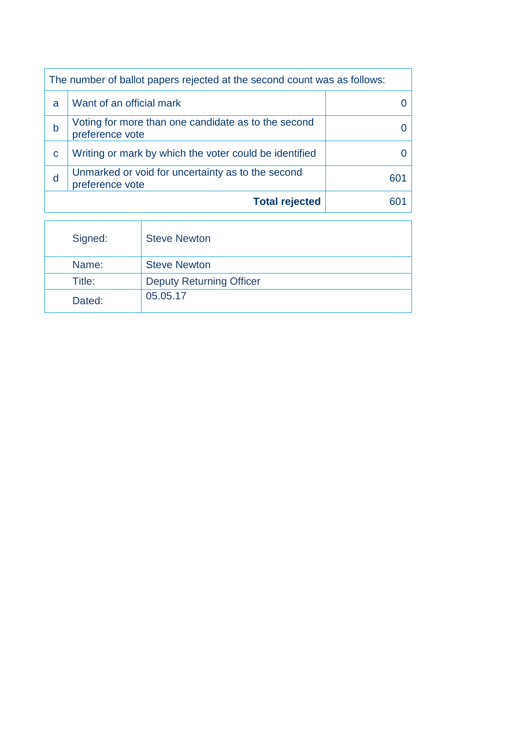| The number of ballot papers rejected at the second count was as follows: | | |
|---|---|---|
| a | Want of an official mark | 0 |
| b | Voting for more than one candidate as to the second preference vote | 0 |
| c | Writing or mark by which the voter could be identified | 0 |
| d | Unmarked or void for uncertainty as to the second preference vote | 601 |
| | **Total rejected** | 601 |

| | |
|---|---|
| Signed: | Steve Newton |
| Name: | Steve Newton |
| Title: | Deputy Returning Officer |
| Dated: | 05.05.17 |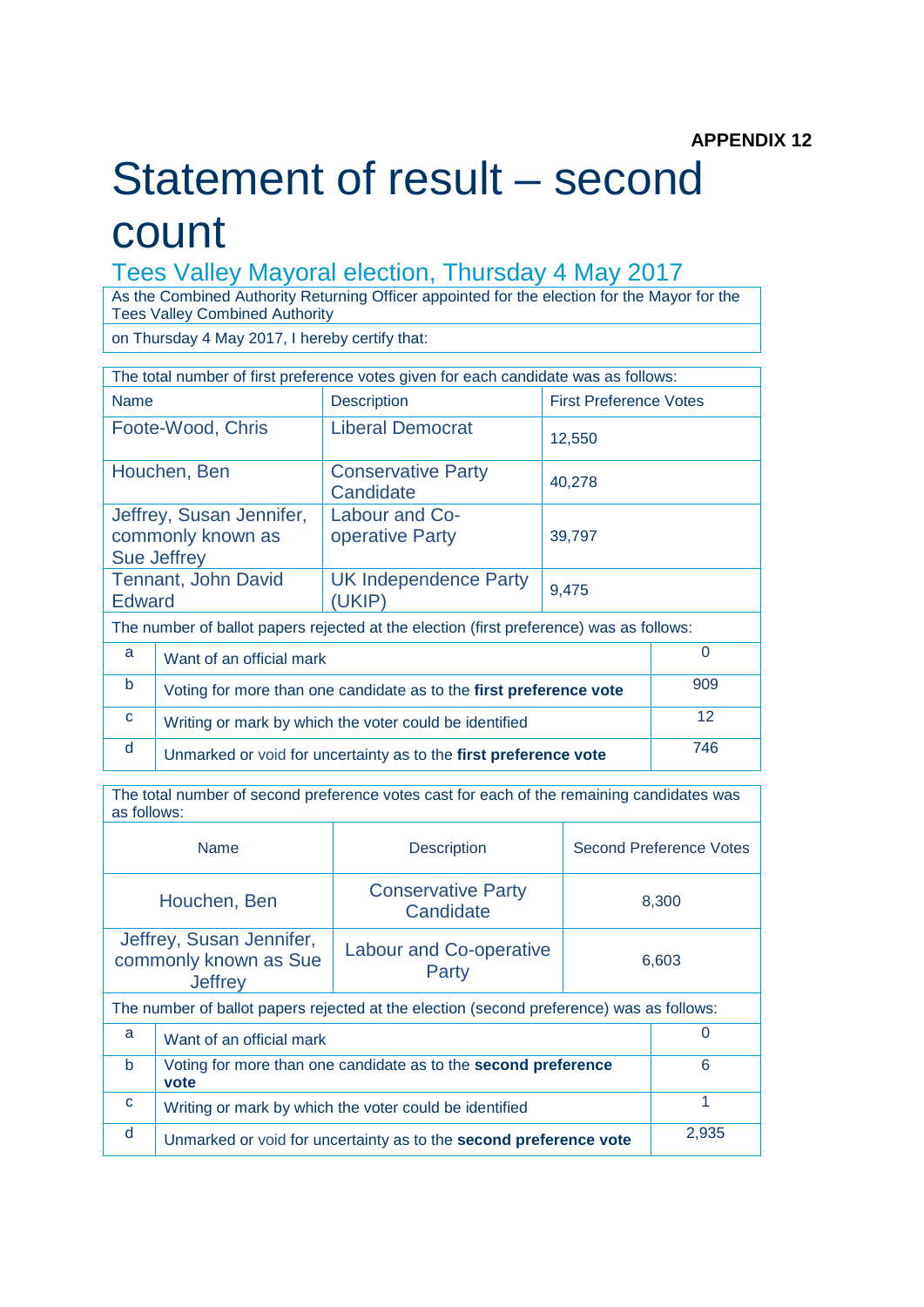**APPENDIX 12**

# Statement of result – second count

## Tees Valley Mayoral election, Thursday 4 May 2017

As the Combined Authority Returning Officer appointed for the election for the Mayor for the Tees Valley Combined Authority

on Thursday 4 May 2017, I hereby certify that:

The total number of first preference votes given for each candidate was as follows:

| Name | Description | First Preference Votes |
|---|---|---|
| Foote-Wood, Chris | Liberal Democrat | 12,550 |
| Houchen, Ben | Conservative Party Candidate | 40,278 |
| Jeffrey, Susan Jennifer, commonly known as Sue Jeffrey | Labour and Co-operative Party | 39,797 |
| Tennant, John David Edward | UK Independence Party (UKIP) | 9,475 |

The number of ballot papers rejected at the election (first preference) was as follows:

| | | |
|---|---|---|
| a | Want of an official mark | 0 |
| b | Voting for more than one candidate as to the **first preference vote** | 909 |
| c | Writing or mark by which the voter could be identified | 12 |
| d | Unmarked or void for uncertainty as to the **first preference vote** | 746 |

The total number of second preference votes cast for each of the remaining candidates was as follows:

| Name | Description | Second Preference Votes |
|---|---|---|
| Houchen, Ben | Conservative Party Candidate | 8,300 |
| Jeffrey, Susan Jennifer, commonly known as Sue Jeffrey | Labour and Co-operative Party | 6,603 |

The number of ballot papers rejected at the election (second preference) was as follows:

| | | |
|---|---|---|
| a | Want of an official mark | 0 |
| b | Voting for more than one candidate as to the **second preference vote** | 6 |
| c | Writing or mark by which the voter could be identified | 1 |
| d | Unmarked or void for uncertainty as to the **second preference vote** | 2,935 |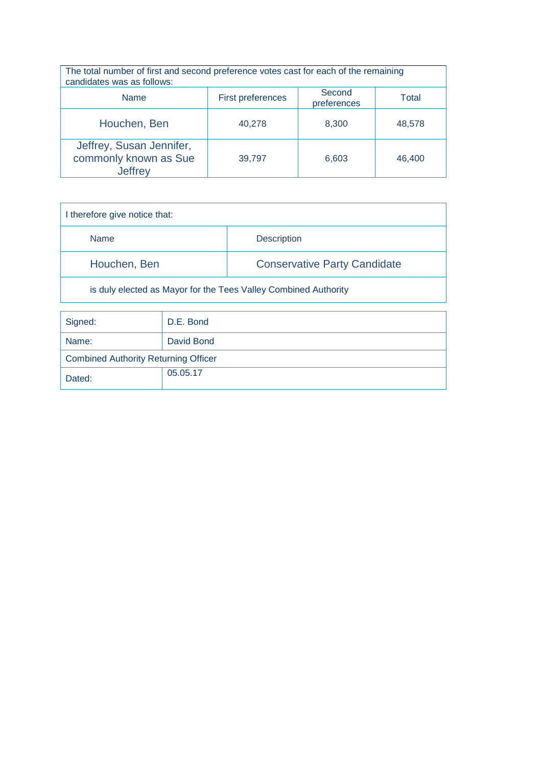| The total number of first and second preference votes cast for each of the remaining candidates was as follows: | | | |
|---|---|---|---|
| Name | First preferences | Second preferences | Total |
| Houchen, Ben | 40,278 | 8,300 | 48,578 |
| Jeffrey, Susan Jennifer, commonly known as Sue Jeffrey | 39,797 | 6,603 | 46,400 |

| I therefore give notice that: | |
|---|---|
| Name | Description |
| Houchen, Ben | Conservative Party Candidate |
| is duly elected as Mayor for the Tees Valley Combined Authority | |

| | |
|---|---|
| Signed: | D.E. Bond |
| Name: | David Bond |
| Combined Authority Returning Officer | |
| Dated: | 05.05.17 |